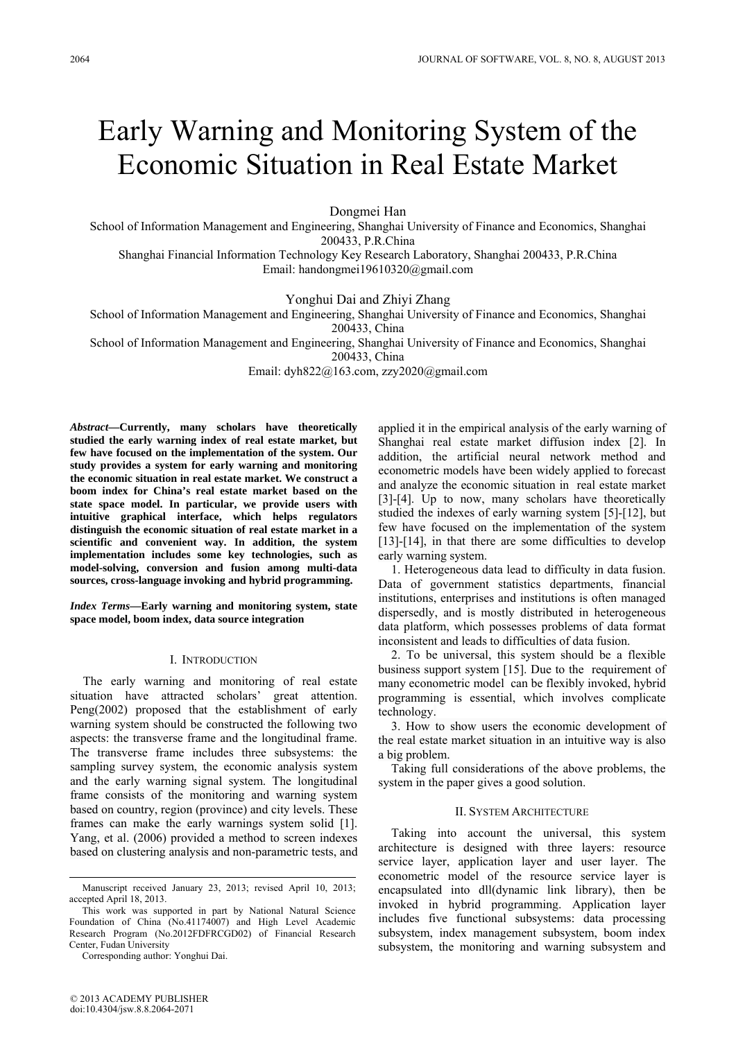# Early Warning and Monitoring System of the Economic Situation in Real Estate Market

Dongmei Han
School of Information Management and Engineering, Shanghai University of Finance and Economics, Shanghai 200433, P.R.China
Shanghai Financial Information Technology Key Research Laboratory, Shanghai 200433, P.R.China
Email: handongmei19610320@gmail.com

Yonghui Dai and Zhiyi Zhang
School of Information Management and Engineering, Shanghai University of Finance and Economics, Shanghai 200433, China
School of Information Management and Engineering, Shanghai University of Finance and Economics, Shanghai 200433, China
Email: dyh822@163.com, zzy2020@gmail.com

***Abstract*—Currently, many scholars have theoretically studied the early warning index of real estate market, but few have focused on the implementation of the system. Our study provides a system for early warning and monitoring the economic situation in real estate market. We construct a boom index for China's real estate market based on the state space model. In particular, we provide users with intuitive graphical interface, which helps regulators distinguish the economic situation of real estate market in a scientific and convenient way. In addition, the system implementation includes some key technologies, such as model-solving, conversion and fusion among multi-data sources, cross-language invoking and hybrid programming.**

***Index Terms*—Early warning and monitoring system, state space model, boom index, data source integration**

## I. Introduction

The early warning and monitoring of real estate situation have attracted scholars' great attention. Peng(2002) proposed that the establishment of early warning system should be constructed the following two aspects: the transverse frame and the longitudinal frame. The transverse frame includes three subsystems: the sampling survey system, the economic analysis system and the early warning signal system. The longitudinal frame consists of the monitoring and warning system based on country, region (province) and city levels. These frames can make the early warnings system solid [1]. Yang, et al. (2006) provided a method to screen indexes based on clustering analysis and non-parametric tests, and applied it in the empirical analysis of the early warning of Shanghai real estate market diffusion index [2]. In addition, the artificial neural network method and econometric models have been widely applied to forecast and analyze the economic situation in real estate market [3]-[4]. Up to now, many scholars have theoretically studied the indexes of early warning system [5]-[12], but few have focused on the implementation of the system [13]-[14], in that there are some difficulties to develop early warning system.

1. Heterogeneous data lead to difficulty in data fusion. Data of government statistics departments, financial institutions, enterprises and institutions is often managed dispersedly, and is mostly distributed in heterogeneous data platform, which possesses problems of data format inconsistent and leads to difficulties of data fusion.

2. To be universal, this system should be a flexible business support system [15]. Due to the requirement of many econometric model can be flexibly invoked, hybrid programming is essential, which involves complicate technology.

3. How to show users the economic development of the real estate market situation in an intuitive way is also a big problem.

Taking full considerations of the above problems, the system in the paper gives a good solution.

## II. System Architecture

Taking into account the universal, this system architecture is designed with three layers: resource service layer, application layer and user layer. The econometric model of the resource service layer is encapsulated into dll(dynamic link library), then be invoked in hybrid programming. Application layer includes five functional subsystems: data processing subsystem, index management subsystem, boom index subsystem, the monitoring and warning subsystem and

---

Manuscript received January 23, 2013; revised April 10, 2013; accepted April 18, 2013.

This work was supported in part by National Natural Science Foundation of China (No.41174007) and High Level Academic Research Program (No.2012FDFRCGD02) of Financial Research Center, Fudan University

Corresponding author: Yonghui Dai.

© 2013 ACADEMY PUBLISHER
doi:10.4304/jsw.8.8.2064-2071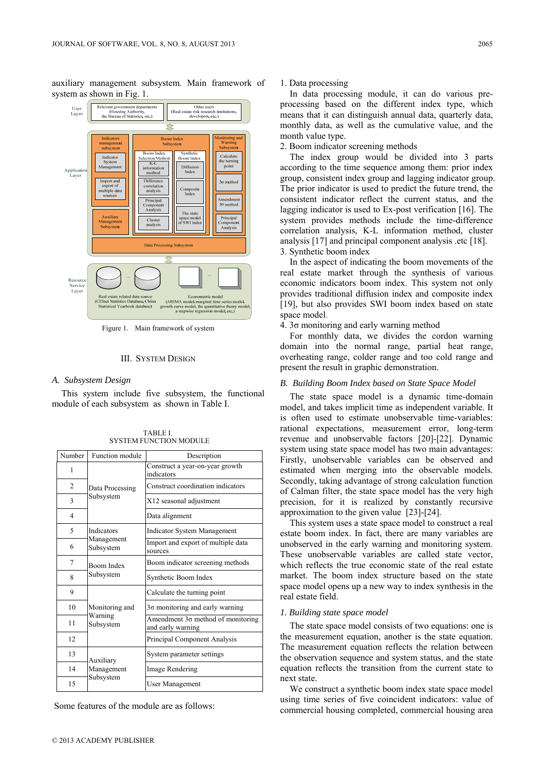auxiliary management subsystem. Main framework of system as shown in Fig. 1.

Figure 1. Main framework of system

## III. SYSTEM DESIGN

### A. Subsystem Design

This system include five subsystem, the functional module of each subsystem as shown in Table I.

TABLE I.
SYSTEM FUNCTION MODULE

| Number | Function module | Description |
|---|---|---|
| 1 | Data Processing Subsystem | Construct a year-on-year growth indicators |
| 2 | | Construct coordination indicators |
| 3 | | X12 seasonal adjustment |
| 4 | | Data alignment |
| 5 | Indicators Management Subsystem | Indicator System Management |
| 6 | | Import and export of multiple data sources |
| 7 | Boom Index Subsystem | Boom indicator screening methods |
| 8 | | Synthetic Boom Index |
| 9 | Monitoring and Warning Subsystem | Calculate the turning point |
| 10 | | 3σ monitoring and early warning |
| 11 | | Amendment 3σ method of monitoring and early warning |
| 12 | | Principal Component Analysis |
| 13 | Auxiliary Management Subsystem | System parameter settings |
| 14 | | Image Rendering |
| 15 | | User Management |

Some features of the module are as follows:

1. Data processing

In data processing module, it can do various pre-processing based on the different index type, which means that it can distinguish annual data, quarterly data, monthly data, as well as the cumulative value, and the month value type.

2. Boom indicator screening methods

The index group would be divided into 3 parts according to the time sequence among them: prior index group, consistent index group and lagging indicator group. The prior indicator is used to predict the future trend, the consistent indicator reflect the current status, and the lagging indicator is used to Ex-post verification [16]. The system provides methods include the time-difference correlation analysis, K-L information method, cluster analysis [17] and principal component analysis .etc [18].

3. Synthetic boom index

In the aspect of indicating the boom movements of the real estate market through the synthesis of various economic indicators boom index. This system not only provides traditional diffusion index and composite index [19], but also provides SWI boom index based on state space model.

4. 3σ monitoring and early warning method

For monthly data, we divides the cordon warning domain into the normal range, partial heat range, overheating range, colder range and too cold range and present the result in graphic demonstration.

### B. Building Boom Index based on State Space Model

The state space model is a dynamic time-domain model, and takes implicit time as independent variable. It is often used to estimate unobservable time-variables: rational expectations, measurement error, long-term revenue and unobservable factors [20]-[22]. Dynamic system using state space model has two main advantages: Firstly, unobservable variables can be observed and estimated when merging into the observable models. Secondly, taking advantage of strong calculation function of Calman filter, the state space model has the very high precision, for it is realized by constantly recursive approximation to the given value [23]-[24].

This system uses a state space model to construct a real estate boom index. In fact, there are many variables are unobserved in the early warning and monitoring system. These unobservable variables are called state vector, which reflects the true economic state of the real estate market. The boom index structure based on the state space model opens up a new way to index synthesis in the real estate field.

#### 1. Building state space model

The state space model consists of two equations: one is the measurement equation, another is the state equation. The measurement equation reflects the relation between the observation sequence and system status, and the state equation reflects the transition from the current state to next state.

We construct a synthetic boom index state space model using time series of five coincident indicators: value of commercial housing completed, commercial housing area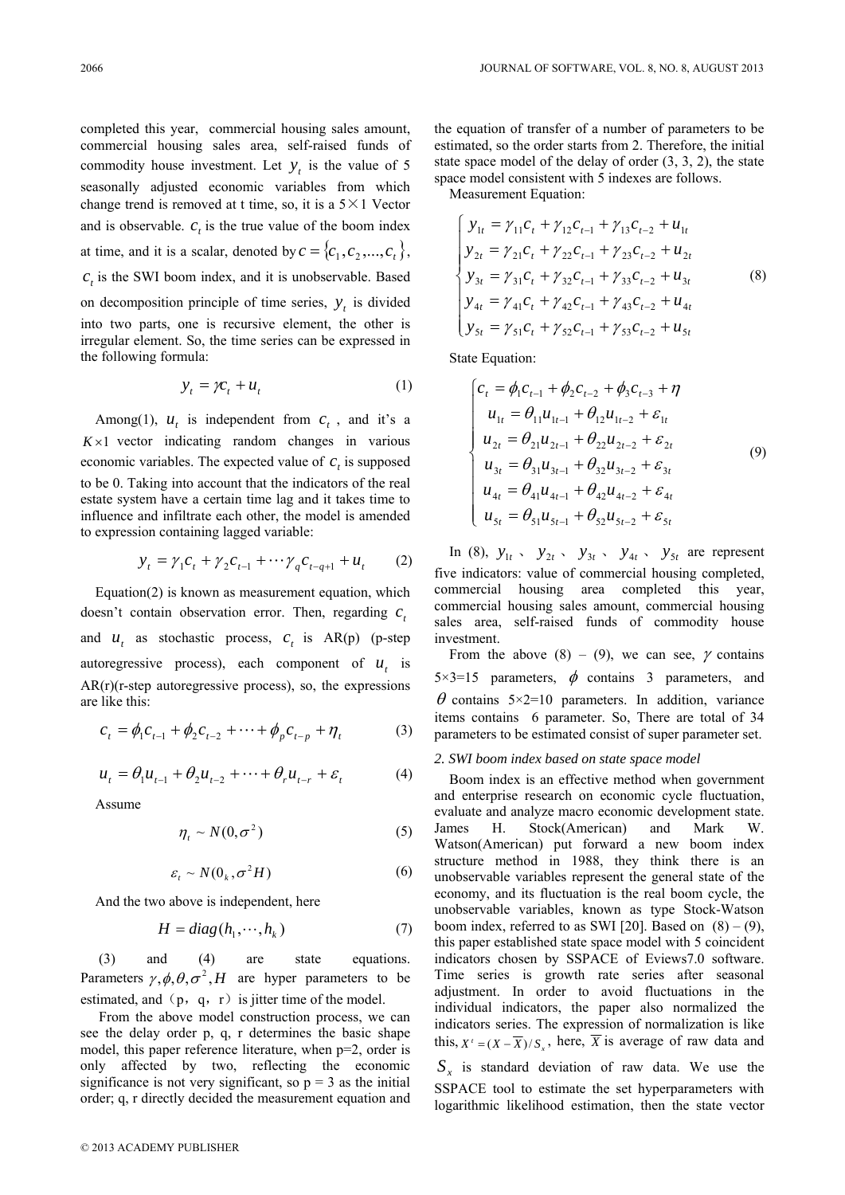completed this year, commercial housing sales amount, commercial housing sales area, self-raised funds of commodity house investment. Let $y_t$ is the value of 5 seasonally adjusted economic variables from which change trend is removed at t time, so, it is a 5×1 Vector and is observable. $c_t$ is the true value of the boom index at time, and it is a scalar, denoted by $c = \{c_1, c_2, ..., c_t\}$, $c_t$ is the SWI boom index, and it is unobservable. Based on decomposition principle of time series, $y_t$ is divided into two parts, one is recursive element, the other is irregular element. So, the time series can be expressed in the following formula:

$$y_t = \gamma c_t + u_t \tag{1}$$

Among(1), $u_t$ is independent from $c_t$, and it's a $K \times 1$ vector indicating random changes in various economic variables. The expected value of $c_t$ is supposed to be 0. Taking into account that the indicators of the real estate system have a certain time lag and it takes time to influence and infiltrate each other, the model is amended to expression containing lagged variable:

$$y_t = \gamma_1 c_t + \gamma_2 c_{t-1} + \cdots \gamma_q c_{t-q+1} + u_t \tag{2}$$

Equation(2) is known as measurement equation, which doesn't contain observation error. Then, regarding $c_t$ and $u_t$ as stochastic process, $c_t$ is AR(p) (p-step autoregressive process), each component of $u_t$ is AR(r)(r-step autoregressive process), so, the expressions are like this:

$$c_t = \phi_1 c_{t-1} + \phi_2 c_{t-2} + \cdots + \phi_p c_{t-p} + \eta_t \tag{3}$$

$$u_t = \theta_1 u_{t-1} + \theta_2 u_{t-2} + \cdots + \theta_r u_{t-r} + \varepsilon_t \tag{4}$$

Assume

$$\eta_t \sim N(0, \sigma^2) \tag{5}$$

$$\varepsilon_t \sim N(0_k, \sigma^2 H) \tag{6}$$

And the two above is independent, here

$$H = diag(h_1, \cdots, h_k) \tag{7}$$

(3) and (4) are state equations. Parameters $\gamma, \phi, \theta, \sigma^2, H$ are hyper parameters to be estimated, and（p，q，r）is jitter time of the model.

From the above model construction process, we can see the delay order p, q, r determines the basic shape model, this paper reference literature, when p=2, order is only affected by two, reflecting the economic significance is not very significant, so p = 3 as the initial order; q, r directly decided the measurement equation and the equation of transfer of a number of parameters to be estimated, so the order starts from 2. Therefore, the initial state space model of the delay of order (3, 3, 2), the state space model consistent with 5 indexes are follows.

Measurement Equation:

$$\begin{cases} y_{1t} = \gamma_{11} c_t + \gamma_{12} c_{t-1} + \gamma_{13} c_{t-2} + u_{1t} \\ y_{2t} = \gamma_{21} c_t + \gamma_{22} c_{t-1} + \gamma_{23} c_{t-2} + u_{2t} \\ y_{3t} = \gamma_{31} c_t + \gamma_{32} c_{t-1} + \gamma_{33} c_{t-2} + u_{3t} \\ y_{4t} = \gamma_{41} c_t + \gamma_{42} c_{t-1} + \gamma_{43} c_{t-2} + u_{4t} \\ y_{5t} = \gamma_{51} c_t + \gamma_{52} c_{t-1} + \gamma_{53} c_{t-2} + u_{5t} \end{cases} \tag{8}$$

State Equation:

$$\begin{cases} c_t = \phi_1 c_{t-1} + \phi_2 c_{t-2} + \phi_3 c_{t-3} + \eta \\ u_{1t} = \theta_{11} u_{1t-1} + \theta_{12} u_{1t-2} + \varepsilon_{1t} \\ u_{2t} = \theta_{21} u_{2t-1} + \theta_{22} u_{2t-2} + \varepsilon_{2t} \\ u_{3t} = \theta_{31} u_{3t-1} + \theta_{32} u_{3t-2} + \varepsilon_{3t} \\ u_{4t} = \theta_{41} u_{4t-1} + \theta_{42} u_{4t-2} + \varepsilon_{4t} \\ u_{5t} = \theta_{51} u_{5t-1} + \theta_{52} u_{5t-2} + \varepsilon_{5t} \end{cases} \tag{9}$$

In (8), $y_{1t}$、$y_{2t}$、$y_{3t}$、$y_{4t}$、$y_{5t}$ are represent five indicators: value of commercial housing completed, commercial housing area completed this year, commercial housing sales amount, commercial housing sales area, self-raised funds of commodity house investment.

From the above (8) – (9), we can see, $\gamma$ contains 5×3=15 parameters, $\phi$ contains 3 parameters, and $\theta$ contains 5×2=10 parameters. In addition, variance items contains 6 parameter. So, There are total of 34 parameters to be estimated consist of super parameter set.

*2. SWI boom index based on state space model*

Boom index is an effective method when government and enterprise research on economic cycle fluctuation, evaluate and analyze macro economic development state. James H. Stock(American) and Mark W. Watson(American) put forward a new boom index structure method in 1988, they think there is an unobservable variables represent the general state of the economy, and its fluctuation is the real boom cycle, the unobservable variables, known as type Stock-Watson boom index, referred to as SWI [20]. Based on (8) – (9), this paper established state space model with 5 coincident indicators chosen by SSPACE of Eviews7.0 software. Time series is growth rate series after seasonal adjustment. In order to avoid fluctuations in the individual indicators, the paper also normalized the indicators series. The expression of normalization is like this, $X^t = (X - \overline{X}) / S_x$, here, $\overline{X}$ is average of raw data and $S_x$ is standard deviation of raw data. We use the SSPACE tool to estimate the set hyperparameters with logarithmic likelihood estimation, then the state vector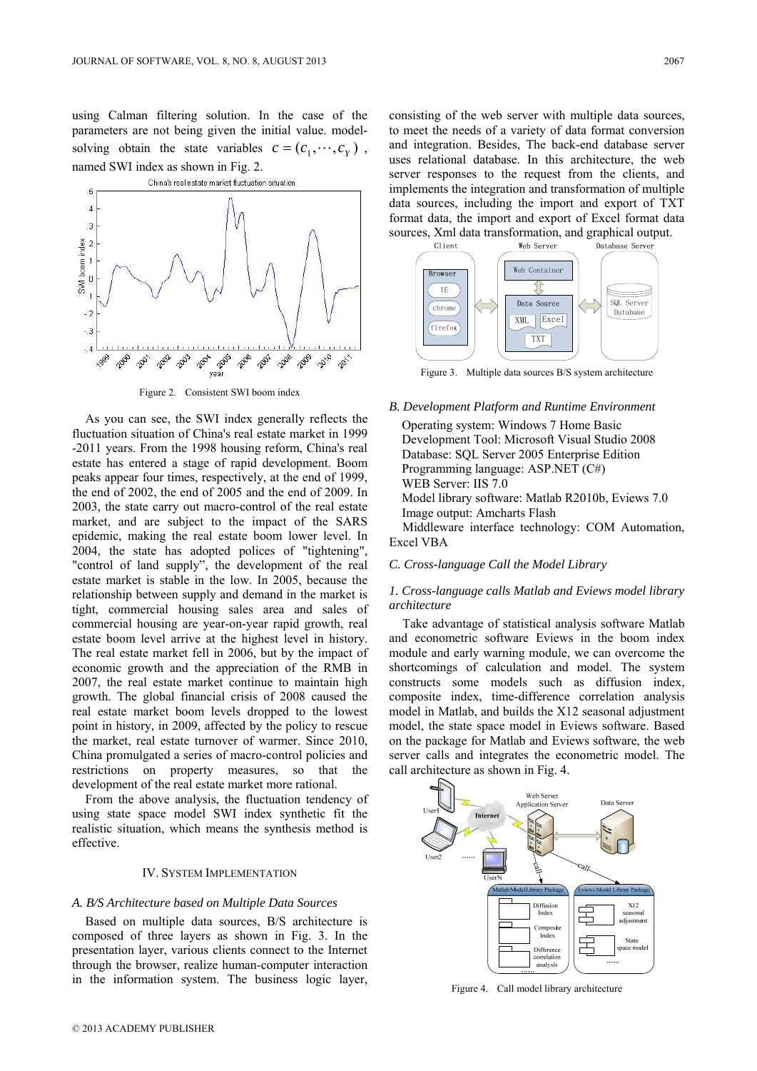using Calman filtering solution. In the case of the parameters are not being given the initial value. model-solving obtain the state variables $c = (c_1, \cdots, c_Y)$ , named SWI index as shown in Fig. 2.

Figure 2. Consistent SWI boom index

As you can see, the SWI index generally reflects the fluctuation situation of China's real estate market in 1999 -2011 years. From the 1998 housing reform, China's real estate has entered a stage of rapid development. Boom peaks appear four times, respectively, at the end of 1999, the end of 2002, the end of 2005 and the end of 2009. In 2003, the state carry out macro-control of the real estate market, and are subject to the impact of the SARS epidemic, making the real estate boom lower level. In 2004, the state has adopted polices of "tightening", "control of land supply", the development of the real estate market is stable in the low. In 2005, because the relationship between supply and demand in the market is tight, commercial housing sales area and sales of commercial housing are year-on-year rapid growth, real estate boom level arrive at the highest level in history. The real estate market fell in 2006, but by the impact of economic growth and the appreciation of the RMB in 2007, the real estate market continue to maintain high growth. The global financial crisis of 2008 caused the real estate market boom levels dropped to the lowest point in history, in 2009, affected by the policy to rescue the market, real estate turnover of warmer. Since 2010, China promulgated a series of macro-control policies and restrictions on property measures, so that the development of the real estate market more rational.

From the above analysis, the fluctuation tendency of using state space model SWI index synthetic fit the realistic situation, which means the synthesis method is effective.

## IV. System Implementation

### A. B/S Architecture based on Multiple Data Sources

Based on multiple data sources, B/S architecture is composed of three layers as shown in Fig. 3. In the presentation layer, various clients connect to the Internet through the browser, realize human-computer interaction in the information system. The business logic layer, consisting of the web server with multiple data sources, to meet the needs of a variety of data format conversion and integration. Besides, The back-end database server uses relational database. In this architecture, the web server responses to the request from the clients, and implements the integration and transformation of multiple data sources, including the import and export of TXT format data, the import and export of Excel format data sources, Xml data transformation, and graphical output.

Figure 3. Multiple data sources B/S system architecture

### B. Development Platform and Runtime Environment

Operating system: Windows 7 Home Basic
Development Tool: Microsoft Visual Studio 2008
Database: SQL Server 2005 Enterprise Edition
Programming language: ASP.NET (C#)
WEB Server: IIS 7.0
Model library software: Matlab R2010b, Eviews 7.0
Image output: Amcharts Flash
Middleware interface technology: COM Automation, Excel VBA

### C. Cross-language Call the Model Library

#### 1. Cross-language calls Matlab and Eviews model library architecture

Take advantage of statistical analysis software Matlab and econometric software Eviews in the boom index module and early warning module, we can overcome the shortcomings of calculation and model. The system constructs some models such as diffusion index, composite index, time-difference correlation analysis model in Matlab, and builds the X12 seasonal adjustment model, the state space model in Eviews software. Based on the package for Matlab and Eviews software, the web server calls and integrates the econometric model. The call architecture as shown in Fig. 4.

Figure 4. Call model library architecture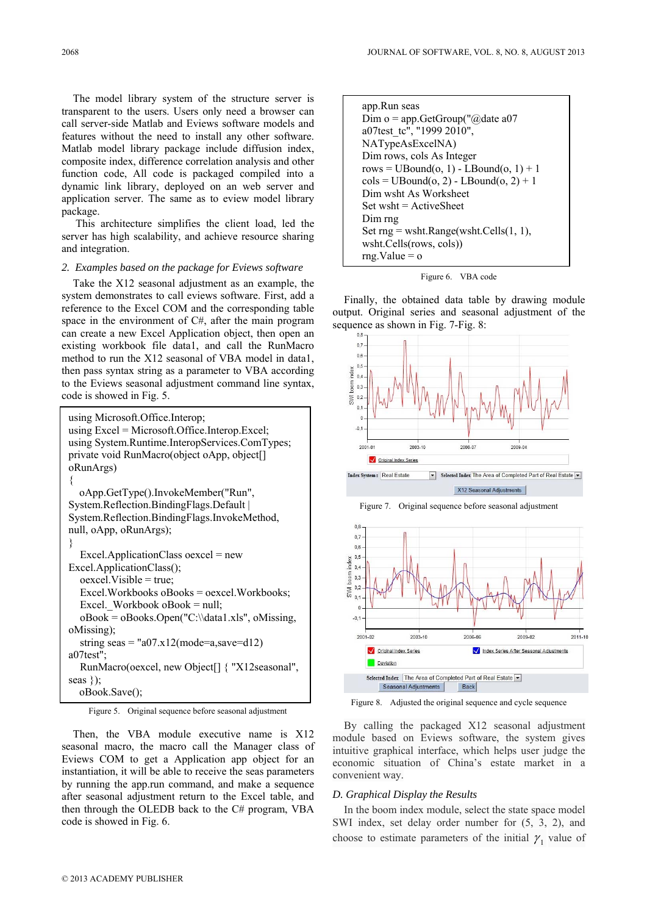The model library system of the structure server is transparent to the users. Users only need a browser can call server-side Matlab and Eviews software models and features without the need to install any other software. Matlab model library package include diffusion index, composite index, difference correlation analysis and other function code, All code is packaged compiled into a dynamic link library, deployed on an web server and application server. The same as to eview model library package.

This architecture simplifies the client load, led the server has high scalability, and achieve resource sharing and integration.

*2. Examples based on the package for Eviews software*

Take the X12 seasonal adjustment as an example, the system demonstrates to call eviews software. First, add a reference to the Excel COM and the corresponding table space in the environment of C#, after the main program can create a new Excel Application object, then open an existing workbook file data1, and call the RunMacro method to run the X12 seasonal of VBA model in data1, then pass syntax string as a parameter to VBA according to the Eviews seasonal adjustment command line syntax, code is showed in Fig. 5.

```
using Microsoft.Office.Interop;
using Excel = Microsoft.Office.Interop.Excel;
using System.Runtime.InteropServices.ComTypes;
private void RunMacro(object oApp, object[]
oRunArgs)
{
   oApp.GetType().InvokeMember("Run",
System.Reflection.BindingFlags.Default |
System.Reflection.BindingFlags.InvokeMethod,
null, oApp, oRunArgs);
}
   Excel.ApplicationClass oexcel = new
Excel.ApplicationClass();
   oexcel.Visible = true;
   Excel.Workbooks oBooks = oexcel.Workbooks;
   Excel._Workbook oBook = null;
   oBook = oBooks.Open("C:\\data1.xls", oMissing,
oMissing);
   string seas = "a07.x12(mode=a,save=d12)
a07test";
   RunMacro(oexcel, new Object[] { "X12seasonal",
seas });
   oBook.Save();
```

Figure 5. Original sequence before seasonal adjustment

Then, the VBA module executive name is X12 seasonal macro, the macro call the Manager class of Eviews COM to get a Application app object for an instantiation, it will be able to receive the seas parameters by running the app.run command, and make a sequence after seasonal adjustment return to the Excel table, and then through the OLEDB back to the C# program, VBA code is showed in Fig. 6.

```
app.Run seas
Dim o = app.GetGroup("@date a07
a07test_tc", "1999 2010",
NATypeAsExcelNA)
Dim rows, cols As Integer
rows = UBound(o, 1) - LBound(o, 1) + 1
cols = UBound(o, 2) - LBound(o, 2) + 1
Dim wsht As Worksheet
Set wsht = ActiveSheet
Dim rng
Set rng = wsht.Range(wsht.Cells(1, 1),
wsht.Cells(rows, cols))
rng.Value = o
```

Figure 6. VBA code

Finally, the obtained data table by drawing module output. Original series and seasonal adjustment of the sequence as shown in Fig. 7-Fig. 8:

Figure 7. Original sequence before seasonal adjustment

Figure 8. Adjusted the original sequence and cycle sequence

By calling the packaged X12 seasonal adjustment module based on Eviews software, the system gives intuitive graphical interface, which helps user judge the economic situation of China's estate market in a convenient way.

### D. Graphical Display the Results

In the boom index module, select the state space model SWI index, set delay order number for (5, 3, 2), and choose to estimate parameters of the initial $\gamma_1$ value of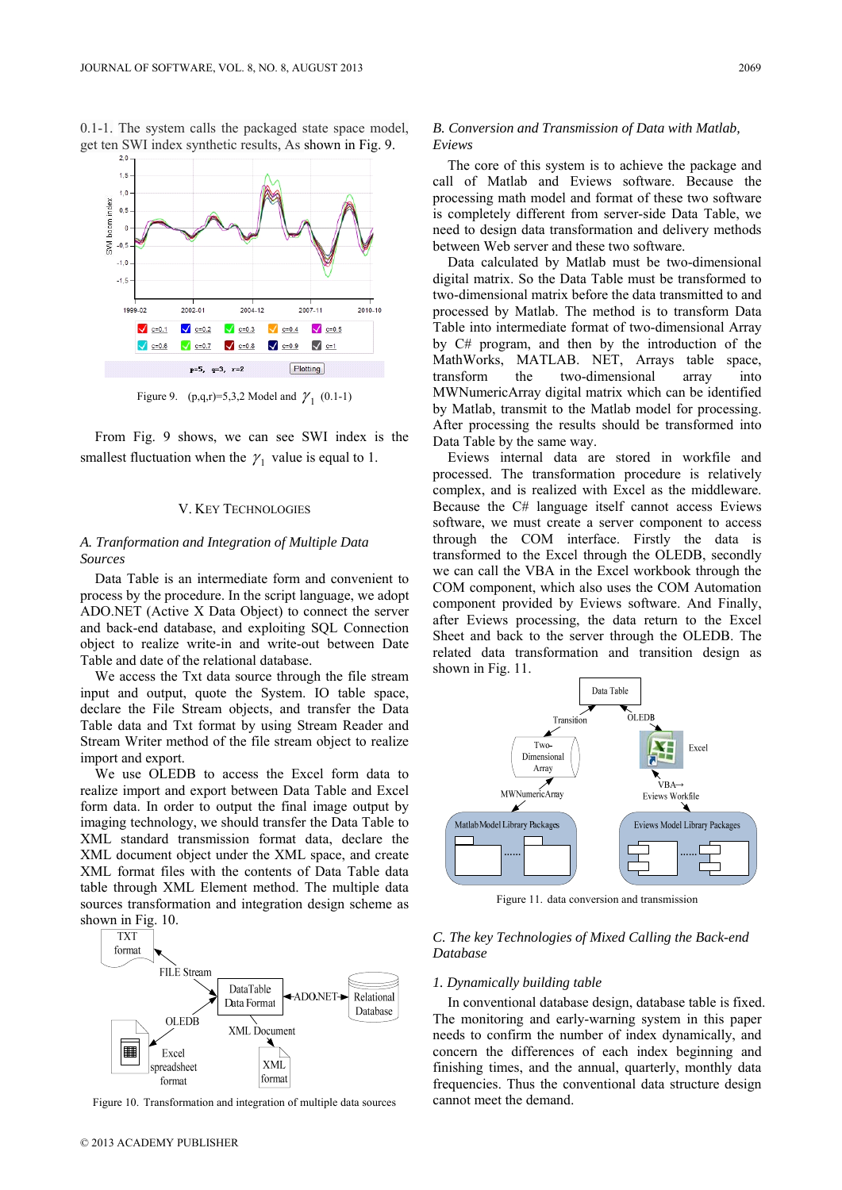0.1-1. The system calls the packaged state space model, get ten SWI index synthetic results, As shown in Fig. 9.

Figure 9. (p,q,r)=5,3,2 Model and $\gamma_1$ (0.1-1)

From Fig. 9 shows, we can see SWI index is the smallest fluctuation when the $\gamma_1$ value is equal to 1.

## V. Key Technologies

### A. Tranformation and Integration of Multiple Data Sources

Data Table is an intermediate form and convenient to process by the procedure. In the script language, we adopt ADO.NET (Active X Data Object) to connect the server and back-end database, and exploiting SQL Connection object to realize write-in and write-out between Date Table and date of the relational database.

We access the Txt data source through the file stream input and output, quote the System. IO table space, declare the File Stream objects, and transfer the Data Table data and Txt format by using Stream Reader and Stream Writer method of the file stream object to realize import and export.

We use OLEDB to access the Excel form data to realize import and export between Data Table and Excel form data. In order to output the final image output by imaging technology, we should transfer the Data Table to XML standard transmission format data, declare the XML document object under the XML space, and create XML format files with the contents of Data Table data table through XML Element method. The multiple data sources transformation and integration design scheme as shown in Fig. 10.

Figure 10. Transformation and integration of multiple data sources

### B. Conversion and Transmission of Data with Matlab, Eviews

The core of this system is to achieve the package and call of Matlab and Eviews software. Because the processing math model and format of these two software is completely different from server-side Data Table, we need to design data transformation and delivery methods between Web server and these two software.

Data calculated by Matlab must be two-dimensional digital matrix. So the Data Table must be transformed to two-dimensional matrix before the data transmitted to and processed by Matlab. The method is to transform Data Table into intermediate format of two-dimensional Array by C# program, and then by the introduction of the MathWorks, MATLAB. NET, Arrays table space, transform the two-dimensional array into MWNumericArray digital matrix which can be identified by Matlab, transmit to the Matlab model for processing. After processing the results should be transformed into Data Table by the same way.

Eviews internal data are stored in workfile and processed. The transformation procedure is relatively complex, and is realized with Excel as the middleware. Because the C# language itself cannot access Eviews software, we must create a server component to access through the COM interface. Firstly the data is transformed to the Excel through the OLEDB, secondly we can call the VBA in the Excel workbook through the COM component, which also uses the COM Automation component provided by Eviews software. And Finally, after Eviews processing, the data return to the Excel Sheet and back to the server through the OLEDB. The related data transformation and transition design as shown in Fig. 11.

Figure 11. data conversion and transmission

### C. The key Technologies of Mixed Calling the Back-end Database

#### 1. Dynamically building table

In conventional database design, database table is fixed. The monitoring and early-warning system in this paper needs to confirm the number of index dynamically, and concern the differences of each index beginning and finishing times, and the annual, quarterly, monthly data frequencies. Thus the conventional data structure design cannot meet the demand.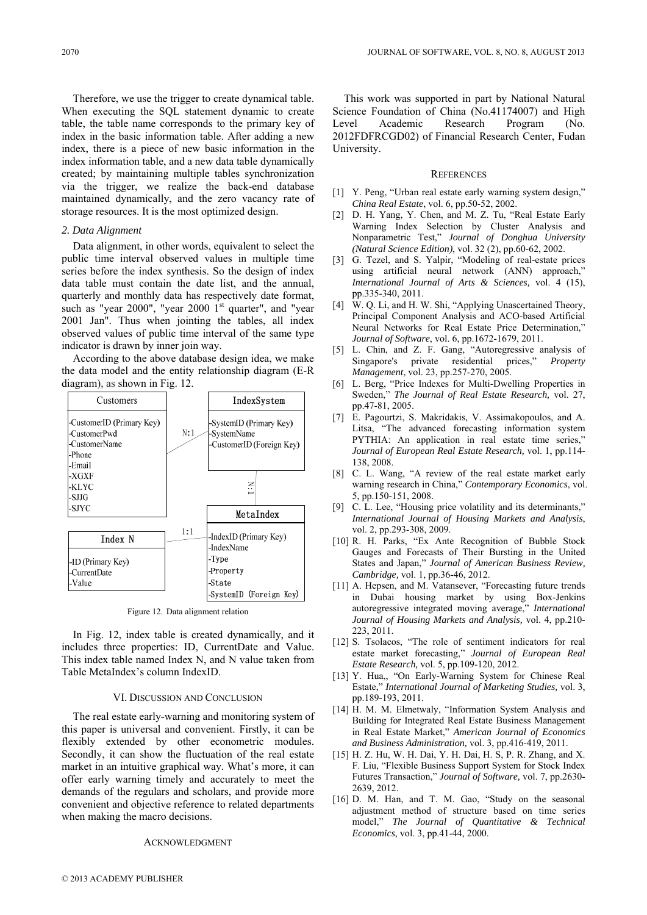Therefore, we use the trigger to create dynamical table. When executing the SQL statement dynamic to create table, the table name corresponds to the primary key of index in the basic information table. After adding a new index, there is a piece of new basic information in the index information table, and a new data table dynamically created; by maintaining multiple tables synchronization via the trigger, we realize the back-end database maintained dynamically, and the zero vacancy rate of storage resources. It is the most optimized design.

*2. Data Alignment*

Data alignment, in other words, equivalent to select the public time interval observed values in multiple time series before the index synthesis. So the design of index data table must contain the date list, and the annual, quarterly and monthly data has respectively date format, such as "year 2000", "year 2000 1st quarter", and "year 2001 Jan". Thus when jointing the tables, all index observed values of public time interval of the same type indicator is drawn by inner join way.

According to the above database design idea, we make the data model and the entity relationship diagram (E-R diagram), as shown in Fig. 12.

| Customers |
|---|
| -CustomerID (Primary Key) |
| -CustomerPwd |
| -CustomerName |
| -Phone |
| -Email |
| -XGXF |
| -KLYC |
| -SJJG |
| -SJYC |

| IndexSystem |
|---|
| -SystemID (Primary Key) |
| -SystemName |
| -CustomerID (Foreign Key) |

| MetaIndex |
|---|
| -IndexID (Primary Key) |
| -IndexName |
| -Type |
| -Property |
| -State |
| -SystemID (Foreign Key) |

| Index N |
|---|
| -ID (Primary Key) |
| -CurrentDate |
| -Value |

Relations: Customers–IndexSystem N:1; IndexSystem–MetaIndex N:1; Index N–MetaIndex 1:1

Figure 12. Data alignment relation

In Fig. 12, index table is created dynamically, and it includes three properties: ID, CurrentDate and Value. This index table named Index N, and N value taken from Table MetaIndex's column IndexID.

## VI. Discussion and Conclusion

The real estate early-warning and monitoring system of this paper is universal and convenient. Firstly, it can be flexibly extended by other econometric modules. Secondly, it can show the fluctuation of the real estate market in an intuitive graphical way. What's more, it can offer early warning timely and accurately to meet the demands of the regulars and scholars, and provide more convenient and objective reference to related departments when making the macro decisions.

## Acknowledgment

This work was supported in part by National Natural Science Foundation of China (No.41174007) and High Level Academic Research Program (No. 2012FDFRCGD02) of Financial Research Center, Fudan University.

## References

[1] Y. Peng, "Urban real estate early warning system design," *China Real Estate*, vol. 6, pp.50-52, 2002.

[2] D. H. Yang, Y. Chen, and M. Z. Tu, "Real Estate Early Warning Index Selection by Cluster Analysis and Nonparametric Test," *Journal of Donghua University (Natural Science Edition)*, vol. 32 (2), pp.60-62, 2002.

[3] G. Tezel, and S. Yalpir, "Modeling of real-estate prices using artificial neural network (ANN) approach," *International Journal of Arts & Sciences,* vol. 4 (15), pp.335-340, 2011.

[4] W. Q. Li, and H. W. Shi, "Applying Unascertained Theory, Principal Component Analysis and ACO-based Artificial Neural Networks for Real Estate Price Determination," *Journal of Software*, vol. 6, pp.1672-1679, 2011.

[5] L. Chin, and Z. F. Gang, "Autoregressive analysis of Singapore's private residential prices," *Property Management*, vol. 23, pp.257-270, 2005.

[6] L. Berg, "Price Indexes for Multi-Dwelling Properties in Sweden," *The Journal of Real Estate Research,* vol. 27, pp.47-81, 2005.

[7] E. Pagourtzi, S. Makridakis, V. Assimakopoulos, and A. Litsa, "The advanced forecasting information system PYTHIA: An application in real estate time series," *Journal of European Real Estate Research,* vol. 1, pp.114-138, 2008.

[8] C. L. Wang, "A review of the real estate market early warning research in China," *Contemporary Economics*, vol. 5, pp.150-151, 2008.

[9] C. L. Lee, "Housing price volatility and its determinants," *International Journal of Housing Markets and Analysis*, vol. 2, pp.293-308, 2009.

[10] R. H. Parks, "Ex Ante Recognition of Bubble Stock Gauges and Forecasts of Their Bursting in the United States and Japan," *Journal of American Business Review, Cambridge,* vol. 1, pp.36-46, 2012.

[11] A. Hepsen, and M. Vatansever, "Forecasting future trends in Dubai housing market by using Box-Jenkins autoregressive integrated moving average," *International Journal of Housing Markets and Analysis,* vol. 4, pp.210-223, 2011.

[12] S. Tsolacos, "The role of sentiment indicators for real estate market forecasting," *Journal of European Real Estate Research,* vol. 5, pp.109-120, 2012.

[13] Y. Hua,, "On Early-Warning System for Chinese Real Estate," *International Journal of Marketing Studies,* vol. 3, pp.189-193, 2011.

[14] H. M. M. Elmetwaly, "Information System Analysis and Building for Integrated Real Estate Business Management in Real Estate Market," *American Journal of Economics and Business Administration,* vol. 3, pp.416-419, 2011.

[15] H. Z. Hu, W. H. Dai, Y. H. Dai, H. S, P. R. Zhang, and X. F. Liu, "Flexible Business Support System for Stock Index Futures Transaction," *Journal of Software,* vol. 7, pp.2630-2639, 2012.

[16] D. M. Han, and T. M. Gao, "Study on the seasonal adjustment method of structure based on time series model," *The Journal of Quantitative & Technical Economics*, vol. 3, pp.41-44, 2000.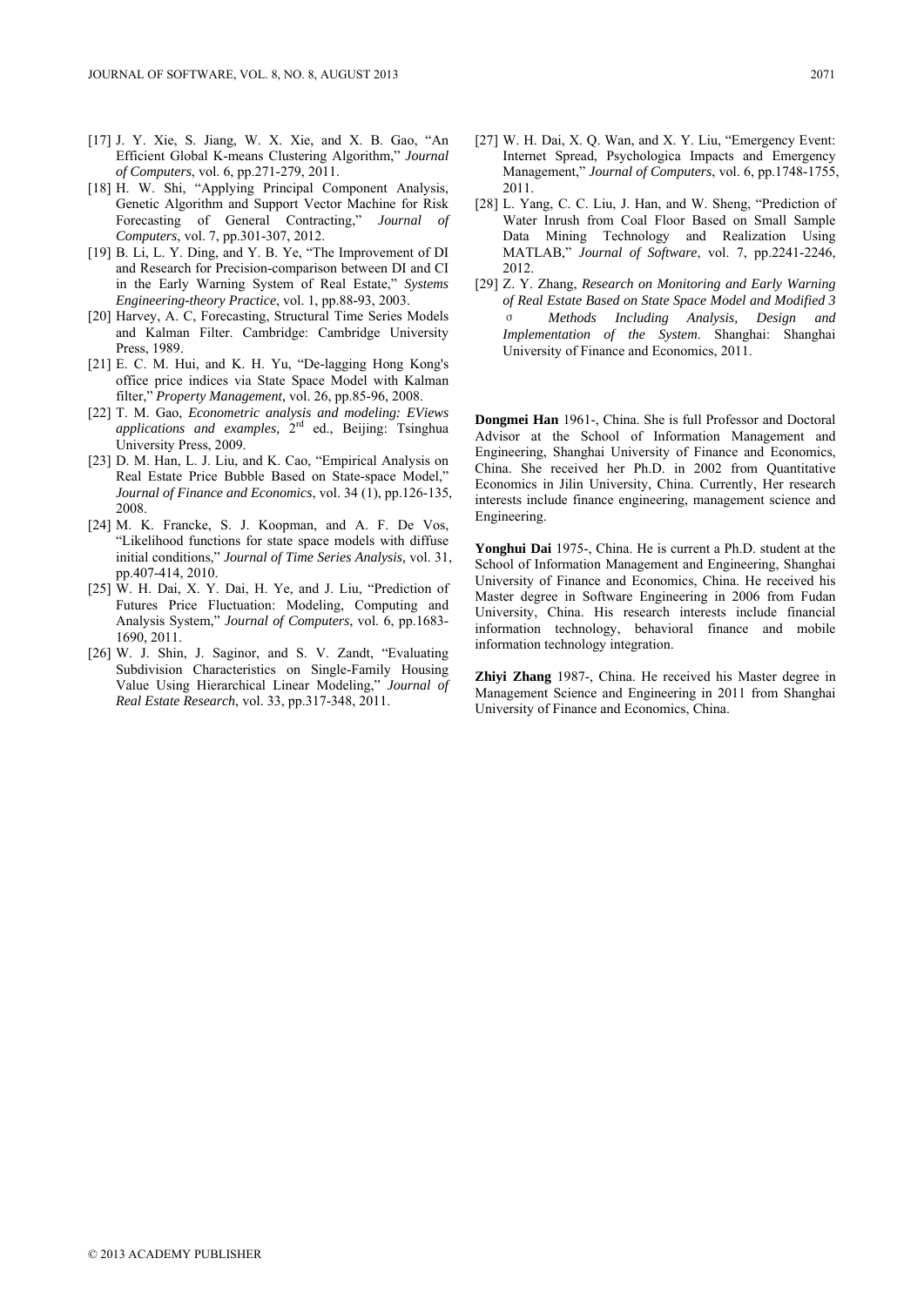[17] J. Y. Xie, S. Jiang, W. X. Xie, and X. B. Gao, “An Efficient Global K-means Clustering Algorithm,” *Journal of Computers*, vol. 6, pp.271-279, 2011.

[18] H. W. Shi, “Applying Principal Component Analysis, Genetic Algorithm and Support Vector Machine for Risk Forecasting of General Contracting,” *Journal of Computers*, vol. 7, pp.301-307, 2012.

[19] B. Li, L. Y. Ding, and Y. B. Ye, “The Improvement of DI and Research for Precision-comparison between DI and CI in the Early Warning System of Real Estate,” *Systems Engineering-theory Practice*, vol. 1, pp.88-93, 2003.

[20] Harvey, A. C, Forecasting, Structural Time Series Models and Kalman Filter. Cambridge: Cambridge University Press, 1989.

[21] E. C. M. Hui, and K. H. Yu, “De-lagging Hong Kong's office price indices via State Space Model with Kalman filter,” *Property Management,* vol. 26, pp.85-96, 2008.

[22] T. M. Gao, *Econometric analysis and modeling: EViews applications and examples,* 2nd ed., Beijing: Tsinghua University Press, 2009.

[23] D. M. Han, L. J. Liu, and K. Cao, “Empirical Analysis on Real Estate Price Bubble Based on State-space Model,” *Journal of Finance and Economics*, vol. 34 (1), pp.126-135, 2008.

[24] M. K. Francke, S. J. Koopman, and A. F. De Vos, “Likelihood functions for state space models with diffuse initial conditions,” *Journal of Time Series Analysis,* vol. 31, pp.407-414, 2010.

[25] W. H. Dai, X. Y. Dai, H. Ye, and J. Liu, “Prediction of Futures Price Fluctuation: Modeling, Computing and Analysis System,” *Journal of Computers*, vol. 6, pp.1683-1690, 2011.

[26] W. J. Shin, J. Saginor, and S. V. Zandt, “Evaluating Subdivision Characteristics on Single-Family Housing Value Using Hierarchical Linear Modeling,” *Journal of Real Estate Research*, vol. 33, pp.317-348, 2011.

[27] W. H. Dai, X. Q. Wan, and X. Y. Liu, “Emergency Event: Internet Spread, Psychologica Impacts and Emergency Management,” *Journal of Computers*, vol. 6, pp.1748-1755, 2011.

[28] L. Yang, C. C. Liu, J. Han, and W. Sheng, “Prediction of Water Inrush from Coal Floor Based on Small Sample Data Mining Technology and Realization Using MATLAB,” *Journal of Software*, vol. 7, pp.2241-2246, 2012.

[29] Z. Y. Zhang, *Research on Monitoring and Early Warning of Real Estate Based on State Space Model and Modified 3 σ Methods Including Analysis, Design and Implementation of the System*. Shanghai: Shanghai University of Finance and Economics, 2011.

**Dongmei Han** 1961-, China. She is full Professor and Doctoral Advisor at the School of Information Management and Engineering, Shanghai University of Finance and Economics, China. She received her Ph.D. in 2002 from Quantitative Economics in Jilin University, China. Currently, Her research interests include finance engineering, management science and Engineering.

**Yonghui Dai** 1975-, China. He is current a Ph.D. student at the School of Information Management and Engineering, Shanghai University of Finance and Economics, China. He received his Master degree in Software Engineering in 2006 from Fudan University, China. His research interests include financial information technology, behavioral finance and mobile information technology integration.

**Zhiyi Zhang** 1987-, China. He received his Master degree in Management Science and Engineering in 2011 from Shanghai University of Finance and Economics, China.